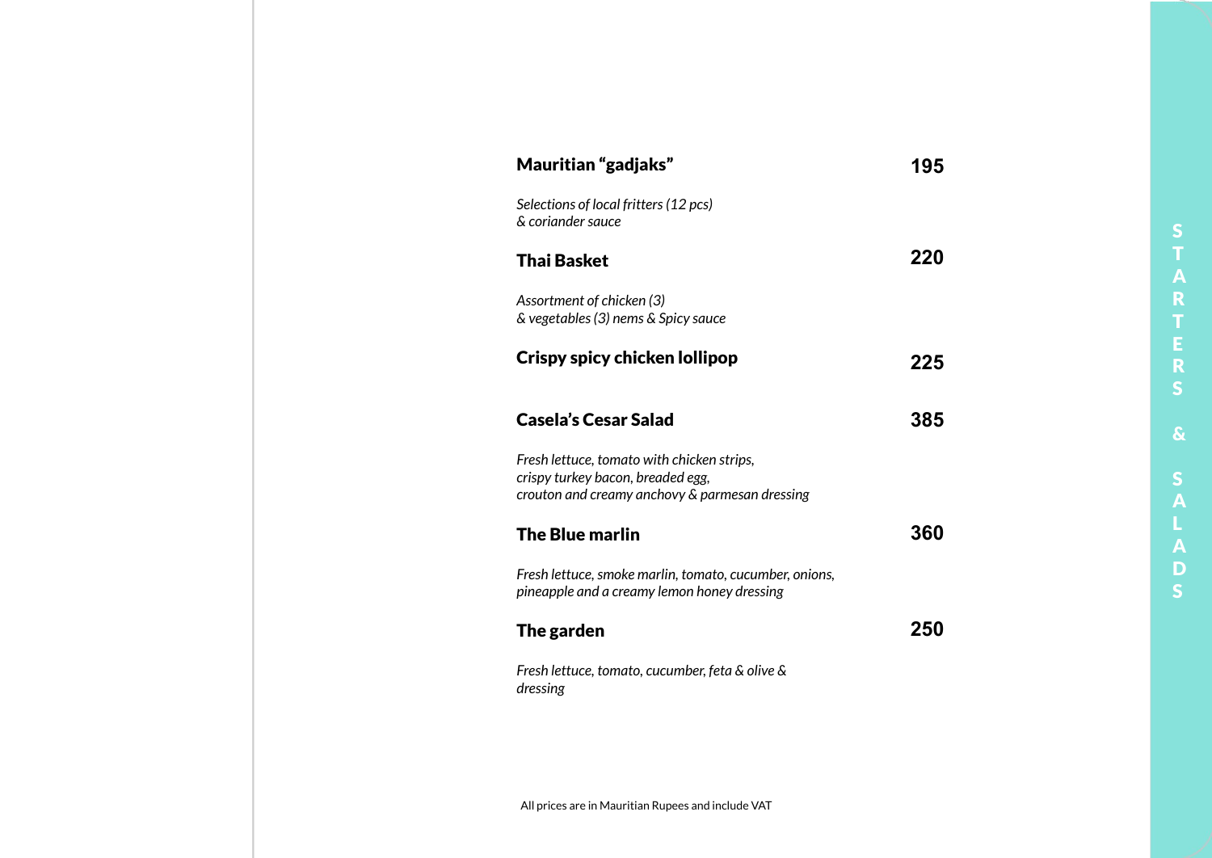# STARTERS & SALADS

**Mauritian "gadjaks"** — **195**

*Selections of local fritters (12 pcs)*
*& coriander sauce*

**Thai Basket** — **220**

*Assortment of chicken (3)*
*& vegetables (3) nems & Spicy sauce*

**Crispy spicy chicken lollipop** — **225**

**Casela's Cesar Salad** — **385**

*Fresh lettuce, tomato with chicken strips,*
*crispy turkey bacon, breaded egg,*
*crouton and creamy anchovy & parmesan dressing*

**The Blue marlin** — **360**

*Fresh lettuce, smoke marlin, tomato, cucumber, onions,*
*pineapple and a creamy lemon honey dressing*

**The garden** — **250**

*Fresh lettuce, tomato, cucumber, feta & olive &*
*dressing*

All prices are in Mauritian Rupees and include VAT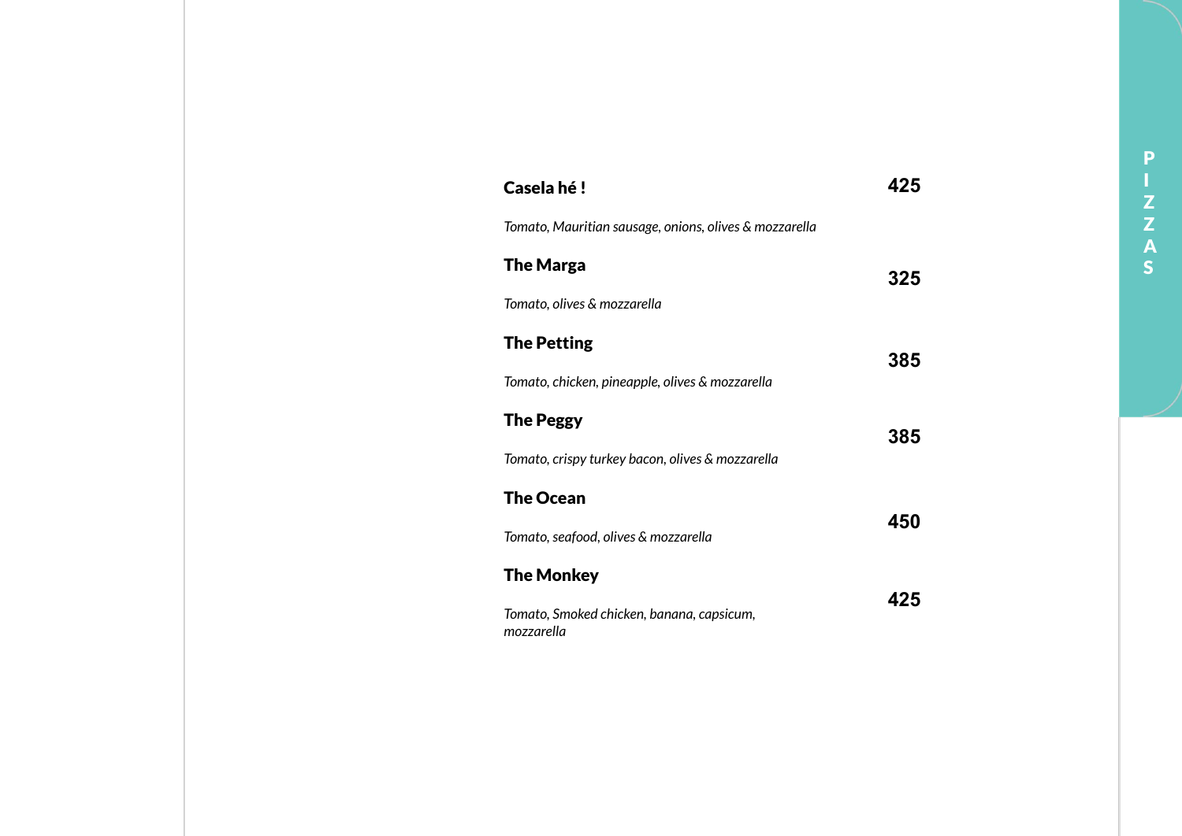# PIZZAS

**Casela hé !** — **425**

*Tomato, Mauritian sausage, onions, olives & mozzarella*

**The Marga** — **325**

*Tomato, olives & mozzarella*

**The Petting** — **385**

*Tomato, chicken, pineapple, olives & mozzarella*

**The Peggy** — **385**

*Tomato, crispy turkey bacon, olives & mozzarella*

**The Ocean** — **450**

*Tomato, seafood, olives & mozzarella*

**The Monkey** — **425**

*Tomato, Smoked chicken, banana, capsicum, mozzarella*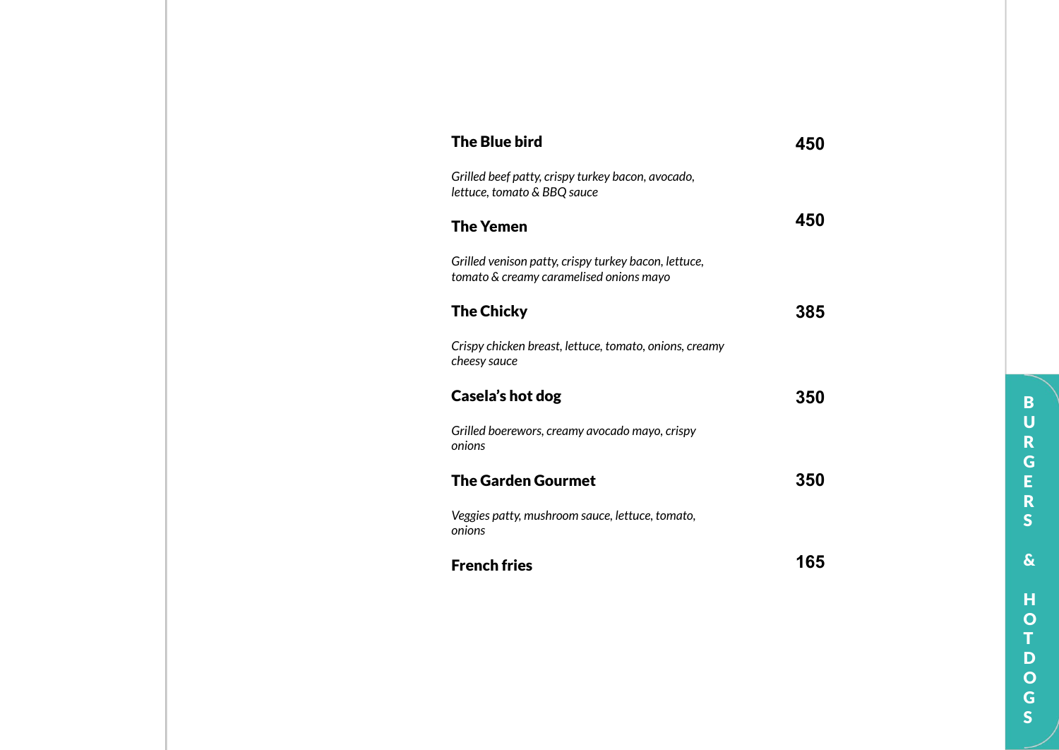## BURGERS & HOTDOGS

**The Blue bird** 450

*Grilled beef patty, crispy turkey bacon, avocado, lettuce, tomato & BBQ sauce*

**The Yemen** 450

*Grilled venison patty, crispy turkey bacon, lettuce, tomato & creamy caramelised onions mayo*

**The Chicky** 385

*Crispy chicken breast, lettuce, tomato, onions, creamy cheesy sauce*

**Casela's hot dog** 350

*Grilled boerewors, creamy avocado mayo, crispy onions*

**The Garden Gourmet** 350

*Veggies patty, mushroom sauce, lettuce, tomato, onions*

**French fries** 165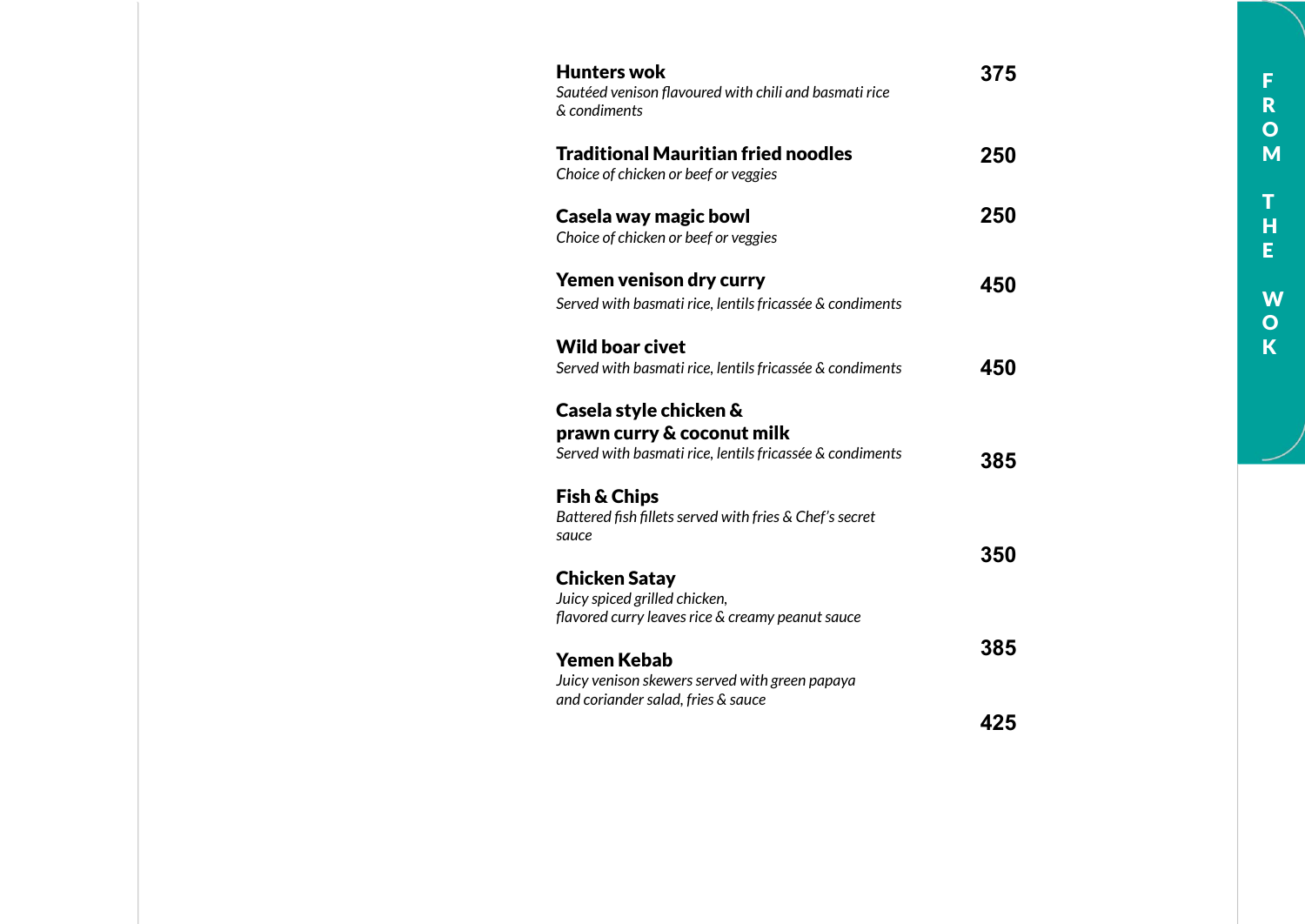## FROM THE WOK

**Hunters wok** — **375**
*Sautéed venison flavoured with chili and basmati rice & condiments*

**Traditional Mauritian fried noodles** — **250**
*Choice of chicken or beef or veggies*

**Casela way magic bowl** — **250**
*Choice of chicken or beef or veggies*

**Yemen venison dry curry** — **450**
*Served with basmati rice, lentils fricassée & condiments*

**Wild boar civet** — **450**
*Served with basmati rice, lentils fricassée & condiments*

**Casela style chicken & prawn curry & coconut milk** — **385**
*Served with basmati rice, lentils fricassée & condiments*

**Fish & Chips** — **350**
*Battered fish fillets served with fries & Chef's secret sauce*

**Chicken Satay** — **385**
*Juicy spiced grilled chicken, flavored curry leaves rice & creamy peanut sauce*

**Yemen Kebab** — **425**
*Juicy venison skewers served with green papaya and coriander salad, fries & sauce*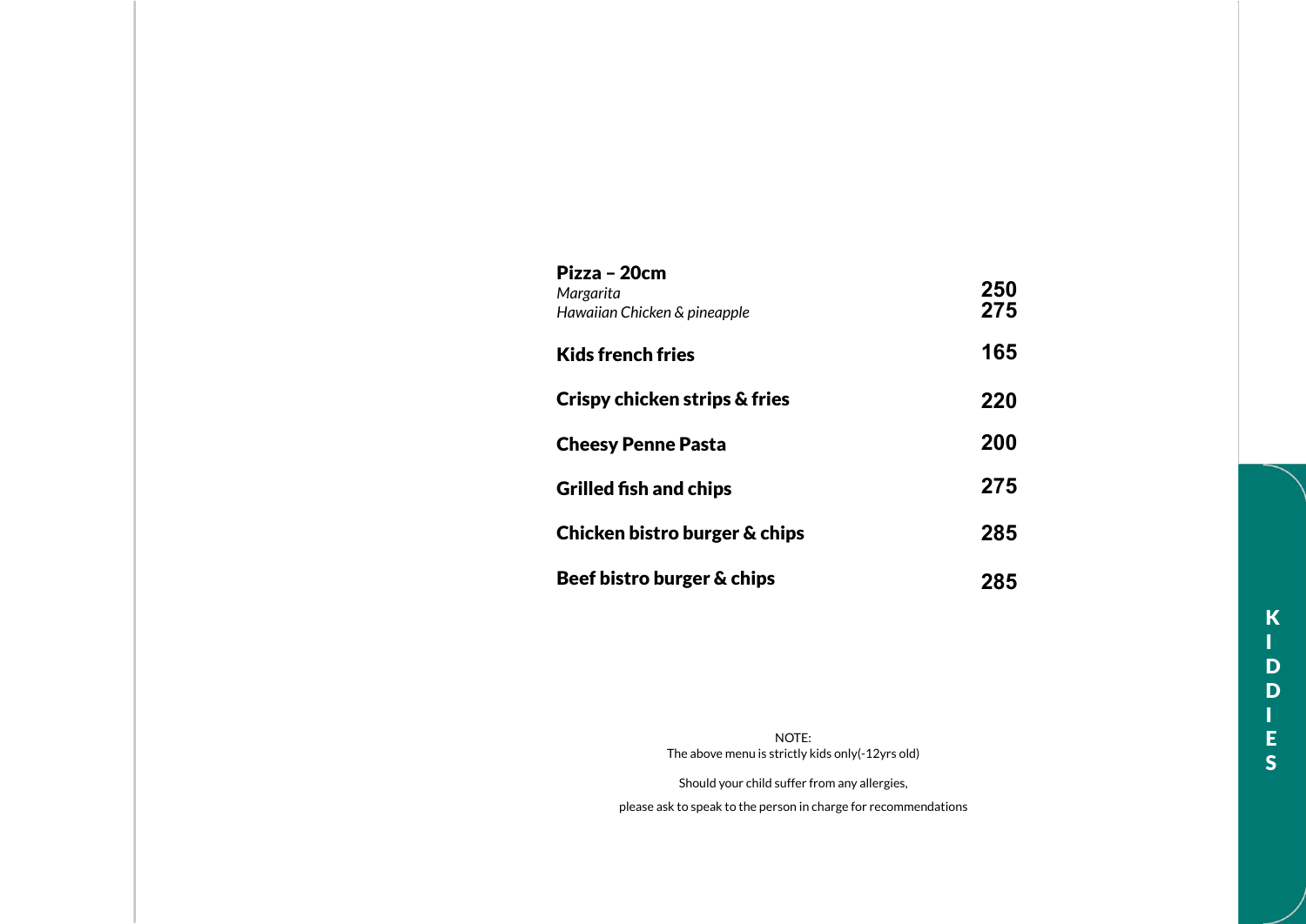# KIDDIES

**Pizza – 20cm**

| | |
|---|---|
| *Margarita* | 250 |
| *Hawaiian Chicken & pineapple* | 275 |
| **Kids french fries** | 165 |
| **Crispy chicken strips & fries** | 220 |
| **Cheesy Penne Pasta** | 200 |
| **Grilled fish and chips** | 275 |
| **Chicken bistro burger & chips** | 285 |
| **Beef bistro burger & chips** | 285 |

NOTE:
The above menu is strictly kids only(-12yrs old)

Should your child suffer from any allergies,

please ask to speak to the person in charge for recommendations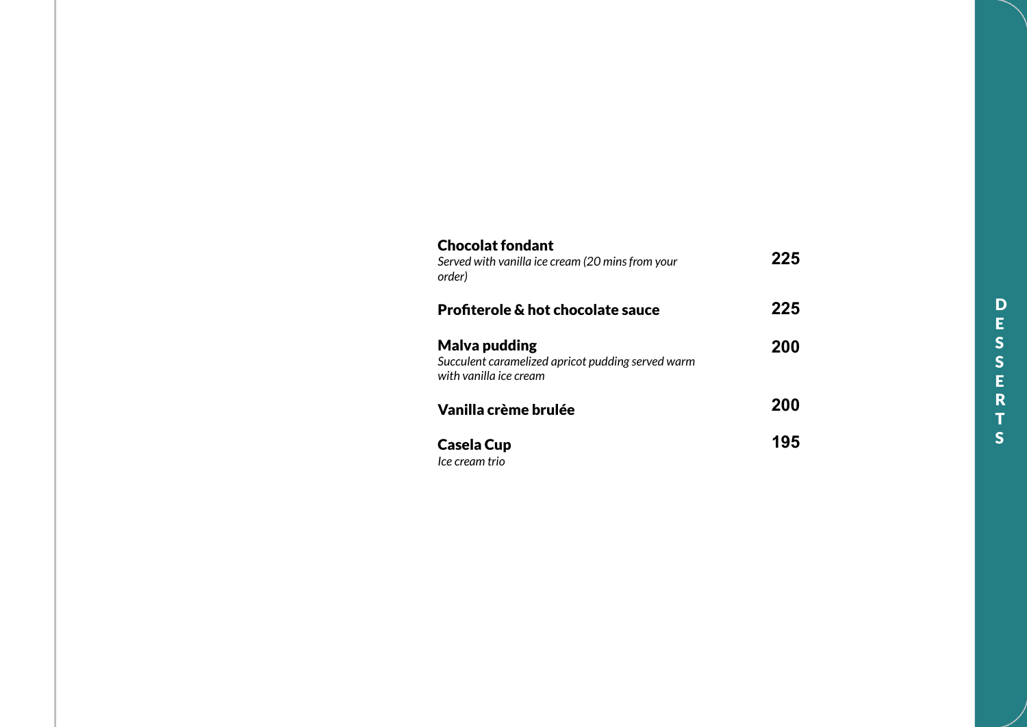## DESSERTS

**Chocolat fondant** — **225**
*Served with vanilla ice cream (20 mins from your order)*

**Profiterole & hot chocolate sauce** — **225**

**Malva pudding** — **200**
*Succulent caramelized apricot pudding served warm with vanilla ice cream*

**Vanilla crème brulée** — **200**

**Casela Cup** — **195**
*Ice cream trio*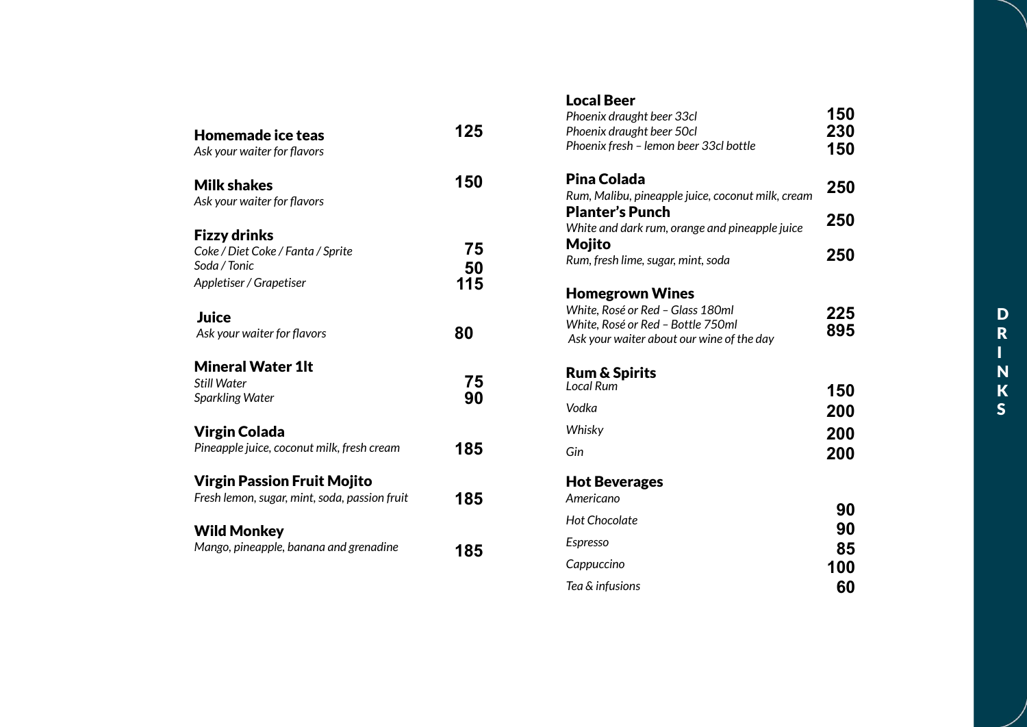### Homemade ice teas
*Ask your waiter for flavors* — 125

### Milk shakes
*Ask your waiter for flavors* — 150

### Fizzy drinks
| | |
|---|---|
| *Coke / Diet Coke / Fanta / Sprite* | 75 |
| *Soda / Tonic* | 50 |
| *Appletiser / Grapetiser* | 115 |

### Juice
*Ask your waiter for flavors* — 80

### Mineral Water 1lt
| | |
|---|---|
| *Still Water* | 75 |
| *Sparkling Water* | 90 |

### Virgin Colada
*Pineapple juice, coconut milk, fresh cream* — 185

### Virgin Passion Fruit Mojito
*Fresh lemon, sugar, mint, soda, passion fruit* — 185

### Wild Monkey
*Mango, pineapple, banana and grenadine* — 185

### Local Beer
| | |
|---|---|
| *Phoenix draught beer 33cl* | 150 |
| *Phoenix draught beer 50cl* | 230 |
| *Phoenix fresh – lemon beer 33cl bottle* | 150 |

### Pina Colada
*Rum, Malibu, pineapple juice, coconut milk, cream* — 250

### Planter's Punch
*White and dark rum, orange and pineapple juice* — 250

### Mojito
*Rum, fresh lime, sugar, mint, soda* — 250

### Homegrown Wines
| | |
|---|---|
| *White, Rosé or Red – Glass 180ml* | 225 |
| *White, Rosé or Red – Bottle 750ml* | 895 |

*Ask your waiter about our wine of the day*

### Rum & Spirits
| | |
|---|---|
| *Local Rum* | 150 |
| *Vodka* | 200 |
| *Whisky* | 200 |
| *Gin* | 200 |

### Hot Beverages
| | |
|---|---|
| *Americano* | 90 |
| *Hot Chocolate* | 90 |
| *Espresso* | 85 |
| *Cappuccino* | 100 |
| *Tea & infusions* | 60 |

DRINKS